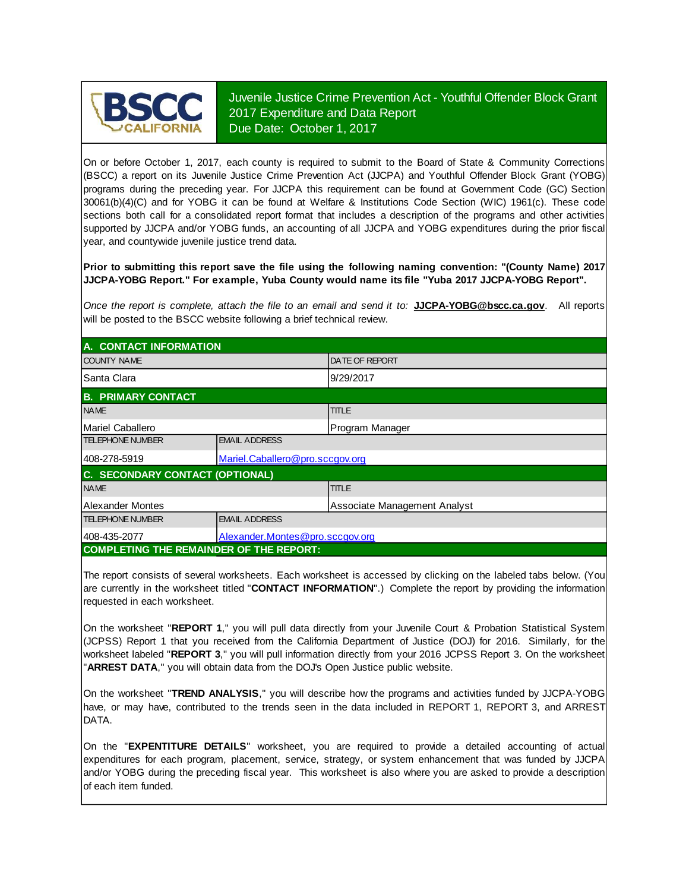# Juvenile Justice Crime Prevention Act - Youthful Offender Block Grant
## 2017 Expenditure and Data Report
## Due Date: October 1, 2017

On or before October 1, 2017, each county is required to submit to the Board of State & Community Corrections (BSCC) a report on its Juvenile Justice Crime Prevention Act (JJCPA) and Youthful Offender Block Grant (YOBG) programs during the preceding year. For JJCPA this requirement can be found at Government Code (GC) Section 30061(b)(4)(C) and for YOBG it can be found at Welfare & Institutions Code Section (WIC) 1961(c). These code sections both call for a consolidated report format that includes a description of the programs and other activities supported by JJCPA and/or YOBG funds, an accounting of all JJCPA and YOBG expenditures during the prior fiscal year, and countywide juvenile justice trend data.

**Prior to submitting this report save the file using the following naming convention: "(County Name) 2017 JJCPA-YOBG Report." For example, Yuba County would name its file "Yuba 2017 JJCPA-YOBG Report".**

*Once the report is complete, attach the file to an email and send it to:* **JJCPA-YOBG@bscc.ca.gov**. All reports will be posted to the BSCC website following a brief technical review.

### A. CONTACT INFORMATION

| COUNTY NAME | DATE OF REPORT |
|---|---|
| Santa Clara | 9/29/2017 |

### B. PRIMARY CONTACT

| NAME | TITLE |
|---|---|
| Mariel Caballero | Program Manager |

| TELEPHONE NUMBER | EMAIL ADDRESS |
|---|---|
| 408-278-5919 | Mariel.Caballero@pro.sccgov.org |

### C. SECONDARY CONTACT (OPTIONAL)

| NAME | TITLE |
|---|---|
| Alexander Montes | Associate Management Analyst |

| TELEPHONE NUMBER | EMAIL ADDRESS |
|---|---|
| 408-435-2077 | Alexander.Montes@pro.sccgov.org |

### COMPLETING THE REMAINDER OF THE REPORT:

The report consists of several worksheets. Each worksheet is accessed by clicking on the labeled tabs below. (You are currently in the worksheet titled "**CONTACT INFORMATION**".) Complete the report by providing the information requested in each worksheet.

On the worksheet "**REPORT 1**," you will pull data directly from your Juvenile Court & Probation Statistical System (JCPSS) Report 1 that you received from the California Department of Justice (DOJ) for 2016. Similarly, for the worksheet labeled "**REPORT 3**," you will pull information directly from your 2016 JCPSS Report 3. On the worksheet "**ARREST DATA**," you will obtain data from the DOJ's Open Justice public website.

On the worksheet "**TREND ANALYSIS**," you will describe how the programs and activities funded by JJCPA-YOBG have, or may have, contributed to the trends seen in the data included in REPORT 1, REPORT 3, and ARREST DATA.

On the "**EXPENTITURE DETAILS**" worksheet, you are required to provide a detailed accounting of actual expenditures for each program, placement, service, strategy, or system enhancement that was funded by JJCPA and/or YOBG during the preceding fiscal year. This worksheet is also where you are asked to provide a description of each item funded.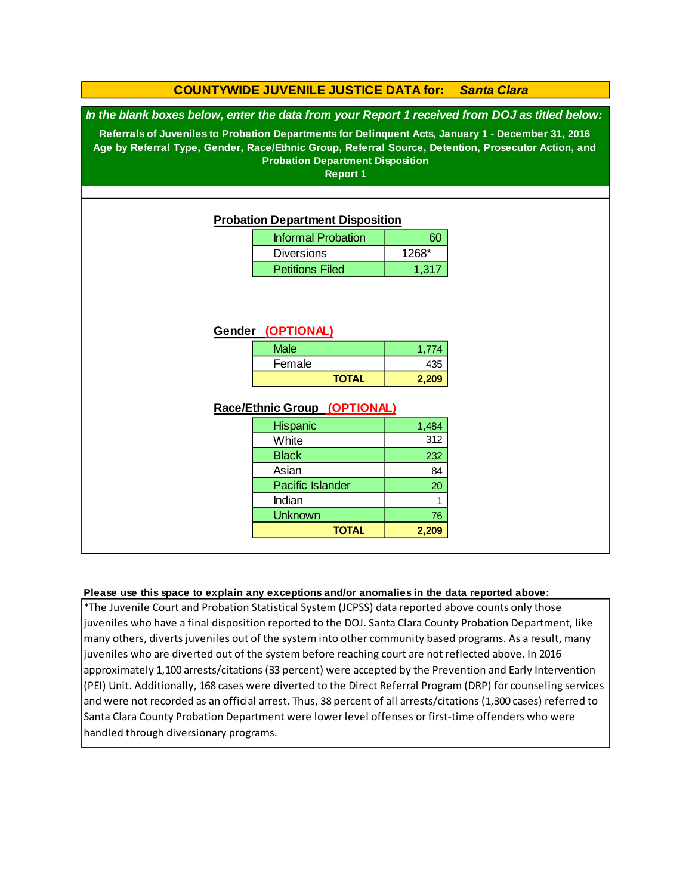# COUNTYWIDE JUVENILE JUSTICE DATA for: *Santa Clara*

***In the blank boxes below, enter the data from your Report 1 received from DOJ as titled below:***

**Referrals of Juveniles to Probation Departments for Delinquent Acts, January 1 - December 31, 2016**
**Age by Referral Type, Gender, Race/Ethnic Group, Referral Source, Detention, Prosecutor Action, and Probation Department Disposition**
**Report 1**

## Probation Department Disposition

| Disposition | Count |
|---|---|
| Informal Probation | 60 |
| Diversions | 1268* |
| Petitions Filed | 1,317 |

## Gender (OPTIONAL)

| Gender | Count |
|---|---|
| Male | 1,774 |
| Female | 435 |
| **TOTAL** | **2,209** |

## Race/Ethnic Group (OPTIONAL)

| Race/Ethnic Group | Count |
|---|---|
| Hispanic | 1,484 |
| White | 312 |
| Black | 232 |
| Asian | 84 |
| Pacific Islander | 20 |
| Indian | 1 |
| Unknown | 76 |
| **TOTAL** | **2,209** |

**Please use this space to explain any exceptions and/or anomalies in the data reported above:**

*The Juvenile Court and Probation Statistical System (JCPSS) data reported above counts only those juveniles who have a final disposition reported to the DOJ. Santa Clara County Probation Department, like many others, diverts juveniles out of the system into other community based programs. As a result, many juveniles who are diverted out of the system before reaching court are not reflected above. In 2016 approximately 1,100 arrests/citations (33 percent) were accepted by the Prevention and Early Intervention (PEI) Unit. Additionally, 168 cases were diverted to the Direct Referral Program (DRP) for counseling services and were not recorded as an official arrest. Thus, 38 percent of all arrests/citations (1,300 cases) referred to Santa Clara County Probation Department were lower level offenses or first-time offenders who were handled through diversionary programs.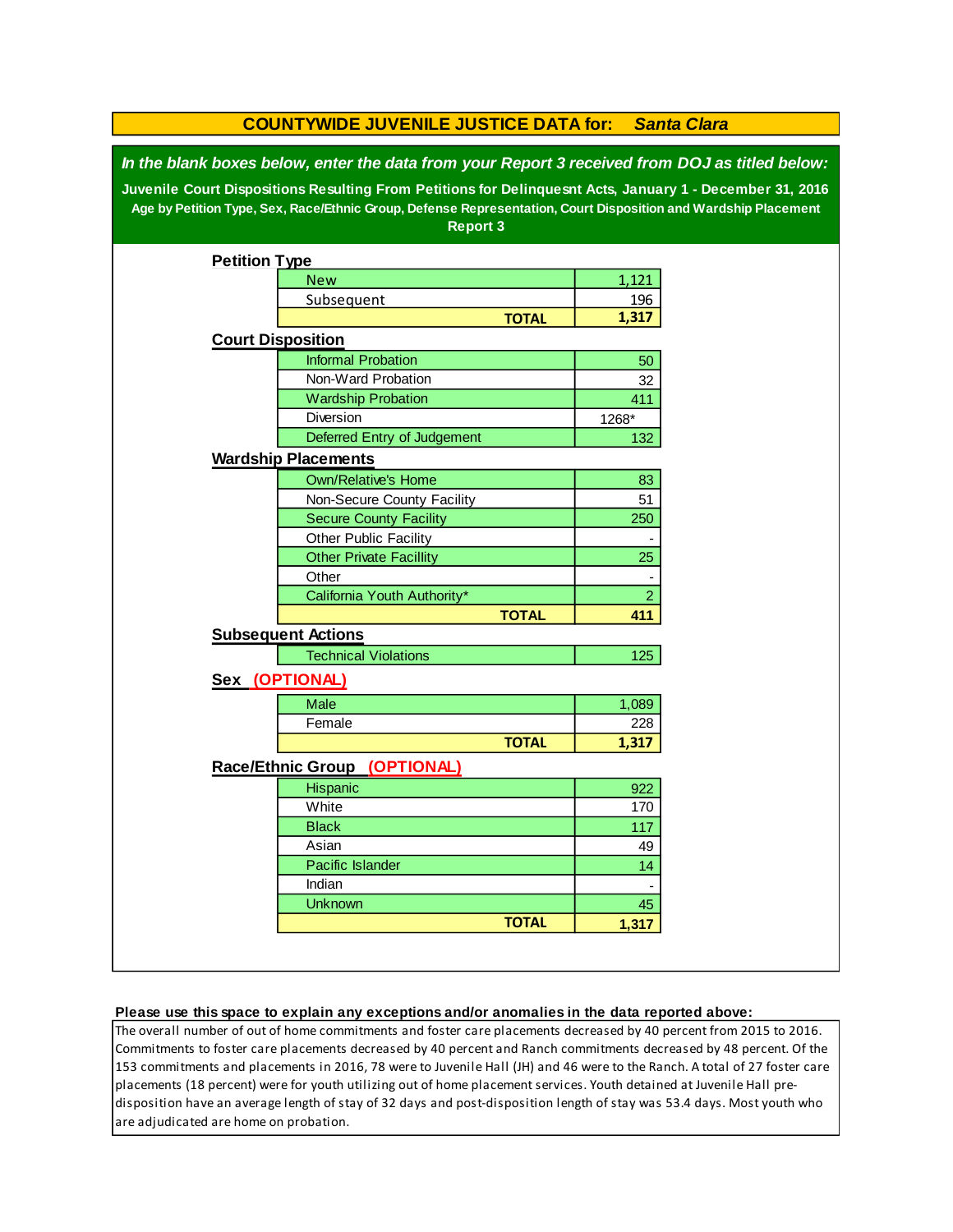# COUNTYWIDE JUVENILE JUSTICE DATA for: *Santa Clara*

***In the blank boxes below, enter the data from your Report 3 received from DOJ as titled below:***

**Juvenile Court Dispositions Resulting From Petitions for Delinquesnt Acts, January 1 - December 31, 2016**

**Age by Petition Type, Sex, Race/Ethnic Group, Defense Representation, Court Disposition and Wardship Placement**

**Report 3**

## Petition Type

| Petition Type | |
|---|---|
| New | 1,121 |
| Subsequent | 196 |
| **TOTAL** | **1,317** |

## Court Disposition

| Court Disposition | |
|---|---|
| Informal Probation | 50 |
| Non-Ward Probation | 32 |
| Wardship Probation | 411 |
| Diversion | 1268* |
| Deferred Entry of Judgement | 132 |

## Wardship Placements

| Wardship Placements | |
|---|---|
| Own/Relative's Home | 83 |
| Non-Secure County Facility | 51 |
| Secure County Facility | 250 |
| Other Public Facility | - |
| Other Private Facillity | 25 |
| Other | - |
| California Youth Authority* | 2 |
| **TOTAL** | **411** |

## Subsequent Actions

| Subsequent Actions | |
|---|---|
| Technical Violations | 125 |

## Sex (OPTIONAL)

| Sex | |
|---|---|
| Male | 1,089 |
| Female | 228 |
| **TOTAL** | **1,317** |

## Race/Ethnic Group (OPTIONAL)

| Race/Ethnic Group | |
|---|---|
| Hispanic | 922 |
| White | 170 |
| Black | 117 |
| Asian | 49 |
| Pacific Islander | 14 |
| Indian | - |
| Unknown | 45 |
| **TOTAL** | **1,317** |

**Please use this space to explain any exceptions and/or anomalies in the data reported above:**

The overall number of out of home commitments and foster care placements decreased by 40 percent from 2015 to 2016. Commitments to foster care placements decreased by 40 percent and Ranch commitments decreased by 48 percent. Of the 153 commitments and placements in 2016, 78 were to Juvenile Hall (JH) and 46 were to the Ranch. A total of 27 foster care placements (18 percent) were for youth utilizing out of home placement services. Youth detained at Juvenile Hall pre-disposition have an average length of stay of 32 days and post-disposition length of stay was 53.4 days. Most youth who are adjudicated are home on probation.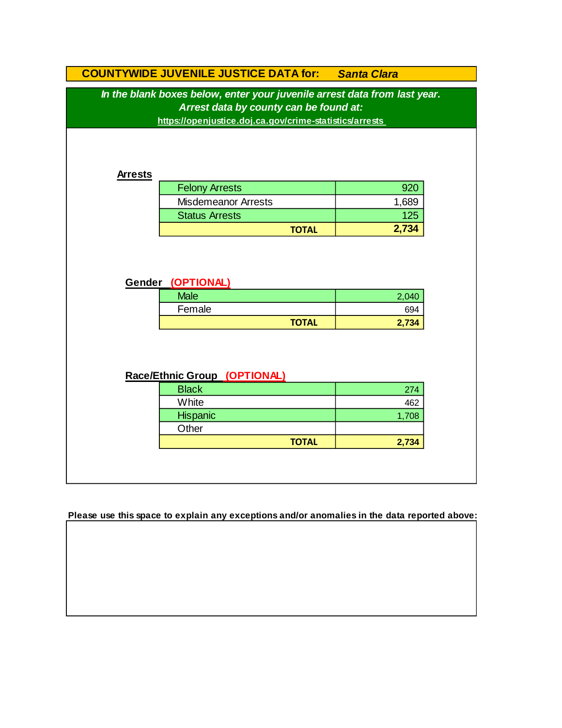# COUNTYWIDE JUVENILE JUSTICE DATA for: *Santa Clara*

***In the blank boxes below, enter your juvenile arrest data from last year.***
***Arrest data by county can be found at:***
**https://openjustice.doj.ca.gov/crime-statistics/arrests**

## Arrests

| | |
|---|---|
| Felony Arrests | 920 |
| Misdemeanor Arrests | 1,689 |
| Status Arrests | 125 |
| **TOTAL** | **2,734** |

## Gender (OPTIONAL)

| | |
|---|---|
| Male | 2,040 |
| Female | 694 |
| **TOTAL** | **2,734** |

## Race/Ethnic Group (OPTIONAL)

| | |
|---|---|
| Black | 274 |
| White | 462 |
| Hispanic | 1,708 |
| Other | |
| **TOTAL** | **2,734** |

**Please use this space to explain any exceptions and/or anomalies in the data reported above:**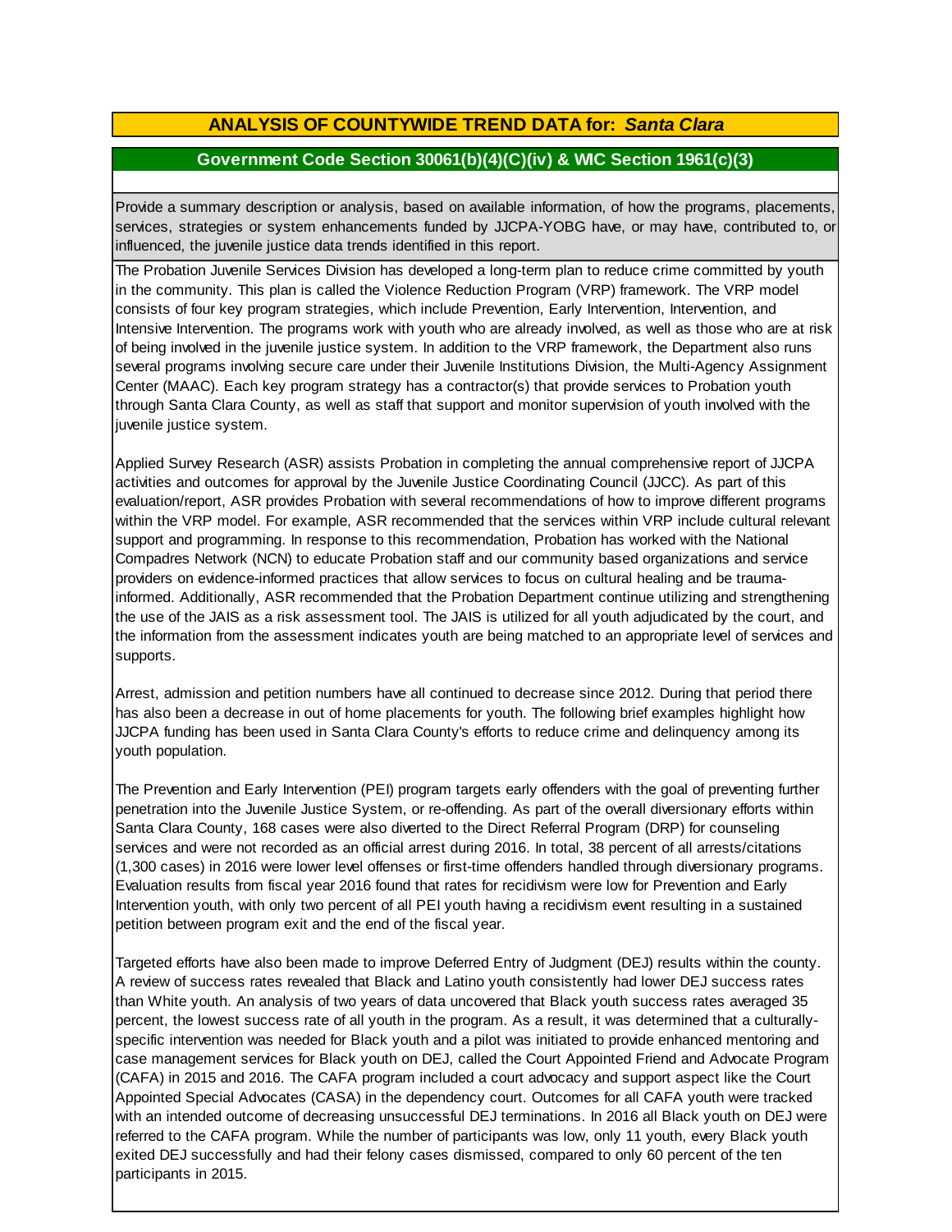## ANALYSIS OF COUNTYWIDE TREND DATA for: *Santa Clara*

### Government Code Section 30061(b)(4)(C)(iv) & WIC Section 1961(c)(3)

Provide a summary description or analysis, based on available information, of how the programs, placements, services, strategies or system enhancements funded by JJCPA-YOBG have, or may have, contributed to, or influenced, the juvenile justice data trends identified in this report.

The Probation Juvenile Services Division has developed a long-term plan to reduce crime committed by youth in the community. This plan is called the Violence Reduction Program (VRP) framework. The VRP model consists of four key program strategies, which include Prevention, Early Intervention, Intervention, and Intensive Intervention. The programs work with youth who are already involved, as well as those who are at risk of being involved in the juvenile justice system. In addition to the VRP framework, the Department also runs several programs involving secure care under their Juvenile Institutions Division, the Multi-Agency Assignment Center (MAAC). Each key program strategy has a contractor(s) that provide services to Probation youth through Santa Clara County, as well as staff that support and monitor supervision of youth involved with the juvenile justice system.

Applied Survey Research (ASR) assists Probation in completing the annual comprehensive report of JJCPA activities and outcomes for approval by the Juvenile Justice Coordinating Council (JJCC). As part of this evaluation/report, ASR provides Probation with several recommendations of how to improve different programs within the VRP model. For example, ASR recommended that the services within VRP include cultural relevant support and programming. In response to this recommendation, Probation has worked with the National Compadres Network (NCN) to educate Probation staff and our community based organizations and service providers on evidence-informed practices that allow services to focus on cultural healing and be trauma-informed. Additionally, ASR recommended that the Probation Department continue utilizing and strengthening the use of the JAIS as a risk assessment tool. The JAIS is utilized for all youth adjudicated by the court, and the information from the assessment indicates youth are being matched to an appropriate level of services and supports.

Arrest, admission and petition numbers have all continued to decrease since 2012. During that period there has also been a decrease in out of home placements for youth. The following brief examples highlight how JJCPA funding has been used in Santa Clara County's efforts to reduce crime and delinquency among its youth population.

The Prevention and Early Intervention (PEI) program targets early offenders with the goal of preventing further penetration into the Juvenile Justice System, or re-offending. As part of the overall diversionary efforts within Santa Clara County, 168 cases were also diverted to the Direct Referral Program (DRP) for counseling services and were not recorded as an official arrest during 2016. In total, 38 percent of all arrests/citations (1,300 cases) in 2016 were lower level offenses or first-time offenders handled through diversionary programs. Evaluation results from fiscal year 2016 found that rates for recidivism were low for Prevention and Early Intervention youth, with only two percent of all PEI youth having a recidivism event resulting in a sustained petition between program exit and the end of the fiscal year.

Targeted efforts have also been made to improve Deferred Entry of Judgment (DEJ) results within the county. A review of success rates revealed that Black and Latino youth consistently had lower DEJ success rates than White youth. An analysis of two years of data uncovered that Black youth success rates averaged 35 percent, the lowest success rate of all youth in the program. As a result, it was determined that a culturally-specific intervention was needed for Black youth and a pilot was initiated to provide enhanced mentoring and case management services for Black youth on DEJ, called the Court Appointed Friend and Advocate Program (CAFA) in 2015 and 2016. The CAFA program included a court advocacy and support aspect like the Court Appointed Special Advocates (CASA) in the dependency court. Outcomes for all CAFA youth were tracked with an intended outcome of decreasing unsuccessful DEJ terminations. In 2016 all Black youth on DEJ were referred to the CAFA program. While the number of participants was low, only 11 youth, every Black youth exited DEJ successfully and had their felony cases dismissed, compared to only 60 percent of the ten participants in 2015.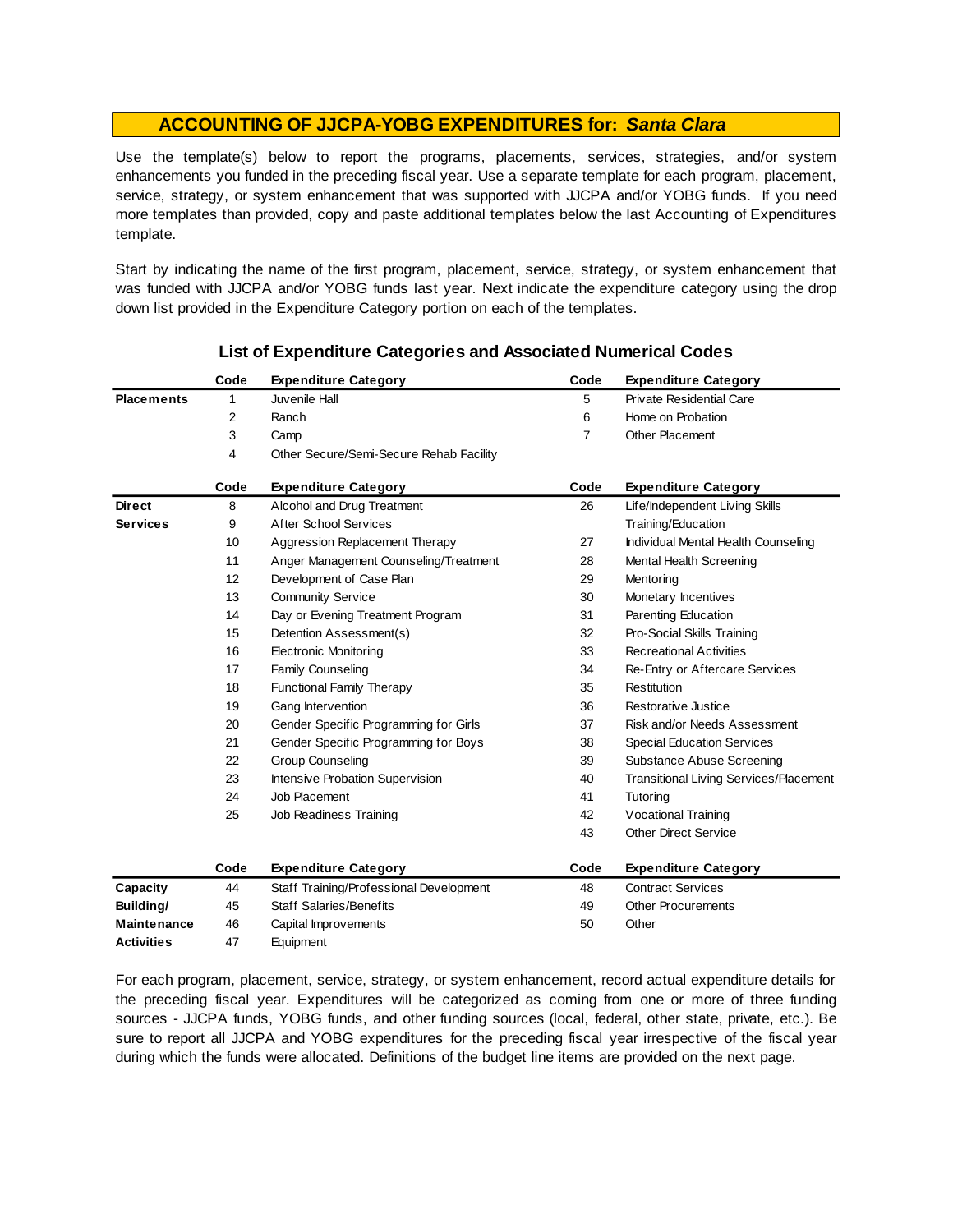## ACCOUNTING OF JJCPA-YOBG EXPENDITURES for: *Santa Clara*

Use the template(s) below to report the programs, placements, services, strategies, and/or system enhancements you funded in the preceding fiscal year. Use a separate template for each program, placement, service, strategy, or system enhancement that was supported with JJCPA and/or YOBG funds. If you need more templates than provided, copy and paste additional templates below the last Accounting of Expenditures template.

Start by indicating the name of the first program, placement, service, strategy, or system enhancement that was funded with JJCPA and/or YOBG funds last year. Next indicate the expenditure category using the drop down list provided in the Expenditure Category portion on each of the templates.

### List of Expenditure Categories and Associated Numerical Codes

| | Code | Expenditure Category | Code | Expenditure Category |
|---|---|---|---|---|
| **Placements** | 1 | Juvenile Hall | 5 | Private Residential Care |
| | 2 | Ranch | 6 | Home on Probation |
| | 3 | Camp | 7 | Other Placement |
| | 4 | Other Secure/Semi-Secure Rehab Facility | | |

| | Code | Expenditure Category | Code | Expenditure Category |
|---|---|---|---|---|
| **Direct Services** | 8 | Alcohol and Drug Treatment | 26 | Life/Independent Living Skills Training/Education |
| | 9 | After School Services | | |
| | 10 | Aggression Replacement Therapy | 27 | Individual Mental Health Counseling |
| | 11 | Anger Management Counseling/Treatment | 28 | Mental Health Screening |
| | 12 | Development of Case Plan | 29 | Mentoring |
| | 13 | Community Service | 30 | Monetary Incentives |
| | 14 | Day or Evening Treatment Program | 31 | Parenting Education |
| | 15 | Detention Assessment(s) | 32 | Pro-Social Skills Training |
| | 16 | Electronic Monitoring | 33 | Recreational Activities |
| | 17 | Family Counseling | 34 | Re-Entry or Aftercare Services |
| | 18 | Functional Family Therapy | 35 | Restitution |
| | 19 | Gang Intervention | 36 | Restorative Justice |
| | 20 | Gender Specific Programming for Girls | 37 | Risk and/or Needs Assessment |
| | 21 | Gender Specific Programming for Boys | 38 | Special Education Services |
| | 22 | Group Counseling | 39 | Substance Abuse Screening |
| | 23 | Intensive Probation Supervision | 40 | Transitional Living Services/Placement |
| | 24 | Job Placement | 41 | Tutoring |
| | 25 | Job Readiness Training | 42 | Vocational Training |
| | | | 43 | Other Direct Service |

| | Code | Expenditure Category | Code | Expenditure Category |
|---|---|---|---|---|
| **Capacity Building/ Maintenance Activities** | 44 | Staff Training/Professional Development | 48 | Contract Services |
| | 45 | Staff Salaries/Benefits | 49 | Other Procurements |
| | 46 | Capital Improvements | 50 | Other |
| | 47 | Equipment | | |

For each program, placement, service, strategy, or system enhancement, record actual expenditure details for the preceding fiscal year. Expenditures will be categorized as coming from one or more of three funding sources - JJCPA funds, YOBG funds, and other funding sources (local, federal, other state, private, etc.). Be sure to report all JJCPA and YOBG expenditures for the preceding fiscal year irrespective of the fiscal year during which the funds were allocated. Definitions of the budget line items are provided on the next page.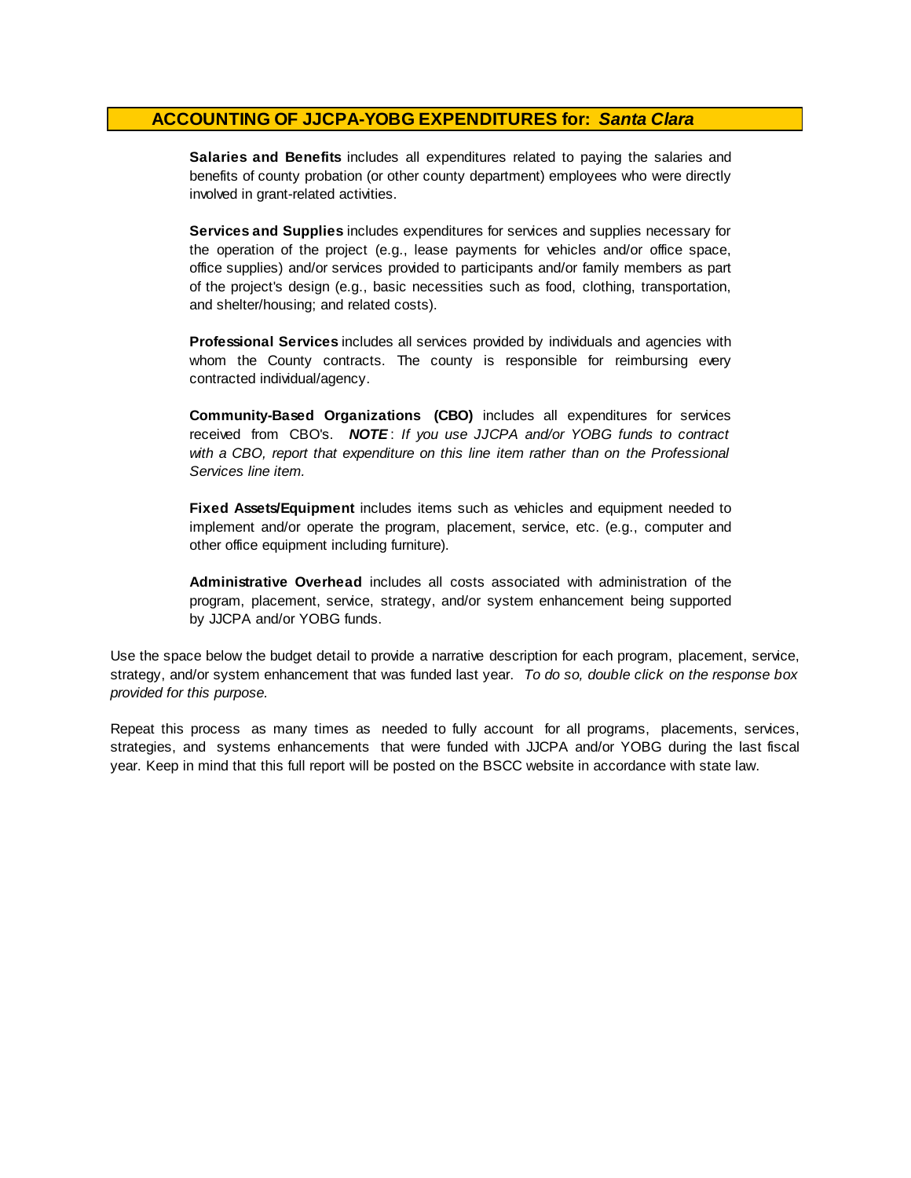## ACCOUNTING OF JJCPA-YOBG EXPENDITURES for: *Santa Clara*

**Salaries and Benefits** includes all expenditures related to paying the salaries and benefits of county probation (or other county department) employees who were directly involved in grant-related activities.

**Services and Supplies** includes expenditures for services and supplies necessary for the operation of the project (e.g., lease payments for vehicles and/or office space, office supplies) and/or services provided to participants and/or family members as part of the project's design (e.g., basic necessities such as food, clothing, transportation, and shelter/housing; and related costs).

**Professional Services** includes all services provided by individuals and agencies with whom the County contracts. The county is responsible for reimbursing every contracted individual/agency.

**Community-Based Organizations (CBO)** includes all expenditures for services received from CBO's. ***NOTE****: If you use JJCPA and/or YOBG funds to contract with a CBO, report that expenditure on this line item rather than on the Professional Services line item.*

**Fixed Assets/Equipment** includes items such as vehicles and equipment needed to implement and/or operate the program, placement, service, etc. (e.g., computer and other office equipment including furniture).

**Administrative Overhead** includes all costs associated with administration of the program, placement, service, strategy, and/or system enhancement being supported by JJCPA and/or YOBG funds.

Use the space below the budget detail to provide a narrative description for each program, placement, service, strategy, and/or system enhancement that was funded last year. *To do so, double click on the response box provided for this purpose.*

Repeat this process as many times as needed to fully account for all programs, placements, services, strategies, and systems enhancements that were funded with JJCPA and/or YOBG during the last fiscal year. Keep in mind that this full report will be posted on the BSCC website in accordance with state law.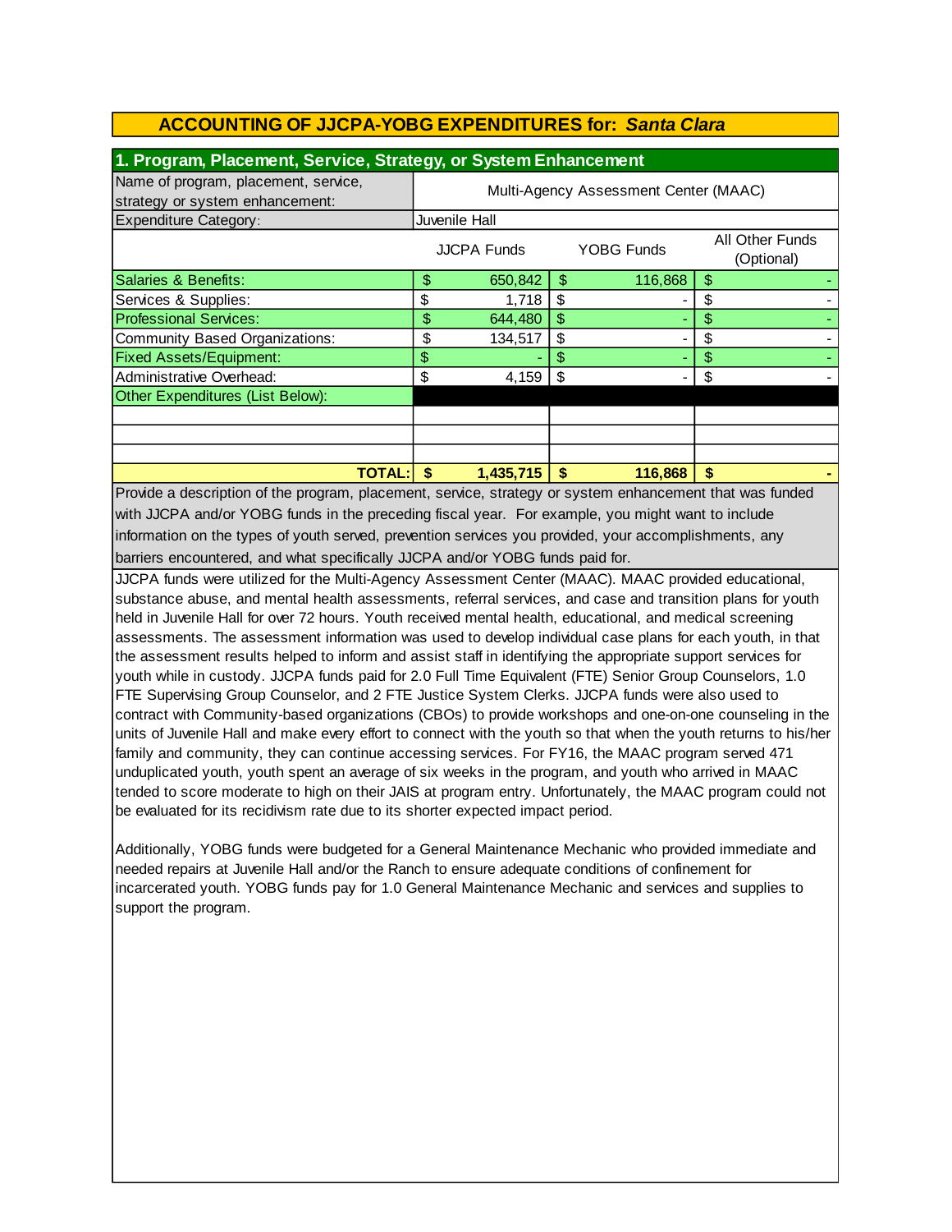## ACCOUNTING OF JJCPA-YOBG EXPENDITURES for: *Santa Clara*

### 1. Program, Placement, Service, Strategy, or System Enhancement

| Name of program, placement, service, strategy or system enhancement: | Multi-Agency Assessment Center (MAAC) | | |
|---|---|---|---|
| Expenditure Category: | Juvenile Hall | | |
| | JJCPA Funds | YOBG Funds | All Other Funds (Optional) |
| Salaries & Benefits: | $ 650,842 | $ 116,868 | $ - |
| Services & Supplies: | $ 1,718 | $ - | $ - |
| Professional Services: | $ 644,480 | $ - | $ - |
| Community Based Organizations: | $ 134,517 | $ - | $ - |
| Fixed Assets/Equipment: | $ - | $ - | $ - |
| Administrative Overhead: | $ 4,159 | $ - | $ - |
| Other Expenditures (List Below): | | | |
| | | | |
| | | | |
| | | | |
| **TOTAL:** | **$ 1,435,715** | **$ 116,868** | **$ -** |

Provide a description of the program, placement, service, strategy or system enhancement that was funded with JJCPA and/or YOBG funds in the preceding fiscal year. For example, you might want to include information on the types of youth served, prevention services you provided, your accomplishments, any barriers encountered, and what specifically JJCPA and/or YOBG funds paid for.

JJCPA funds were utilized for the Multi-Agency Assessment Center (MAAC). MAAC provided educational, substance abuse, and mental health assessments, referral services, and case and transition plans for youth held in Juvenile Hall for over 72 hours. Youth received mental health, educational, and medical screening assessments. The assessment information was used to develop individual case plans for each youth, in that the assessment results helped to inform and assist staff in identifying the appropriate support services for youth while in custody. JJCPA funds paid for 2.0 Full Time Equivalent (FTE) Senior Group Counselors, 1.0 FTE Supervising Group Counselor, and 2 FTE Justice System Clerks. JJCPA funds were also used to contract with Community-based organizations (CBOs) to provide workshops and one-on-one counseling in the units of Juvenile Hall and make every effort to connect with the youth so that when the youth returns to his/her family and community, they can continue accessing services. For FY16, the MAAC program served 471 unduplicated youth, youth spent an average of six weeks in the program, and youth who arrived in MAAC tended to score moderate to high on their JAIS at program entry. Unfortunately, the MAAC program could not be evaluated for its recidivism rate due to its shorter expected impact period.

Additionally, YOBG funds were budgeted for a General Maintenance Mechanic who provided immediate and needed repairs at Juvenile Hall and/or the Ranch to ensure adequate conditions of confinement for incarcerated youth. YOBG funds pay for 1.0 General Maintenance Mechanic and services and supplies to support the program.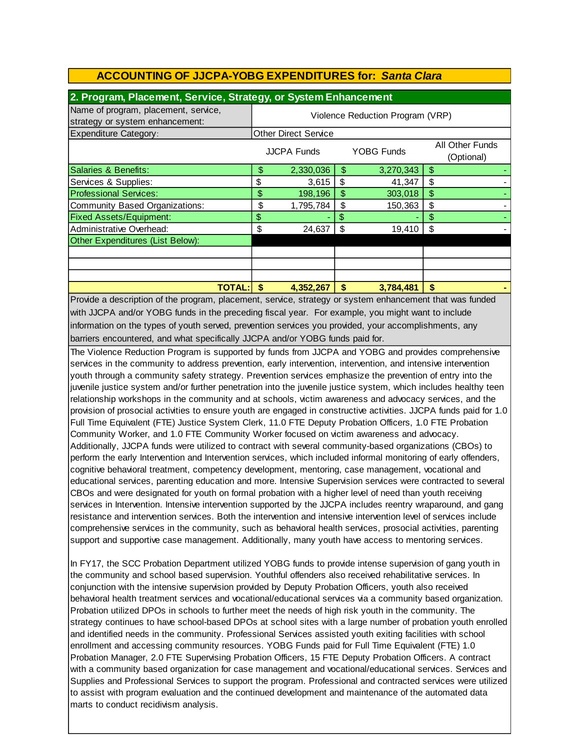## ACCOUNTING OF JJCPA-YOBG EXPENDITURES for: *Santa Clara*

### 2. Program, Placement, Service, Strategy, or System Enhancement

| | | | |
|---|---|---|---|
| Name of program, placement, service, strategy or system enhancement: | Violence Reduction Program (VRP) | | |
| Expenditure Category: | Other Direct Service | | |
| | JJCPA Funds | YOBG Funds | All Other Funds (Optional) |
| Salaries & Benefits: | $ 2,330,036 | $ 3,270,343 | $ - |
| Services & Supplies: | $ 3,615 | $ 41,347 | $ - |
| Professional Services: | $ 198,196 | $ 303,018 | $ - |
| Community Based Organizations: | $ 1,795,784 | $ 150,363 | $ - |
| Fixed Assets/Equipment: | $ - | $ - | $ - |
| Administrative Overhead: | $ 24,637 | $ 19,410 | $ - |
| Other Expenditures (List Below): | | | |
| | | | |
| | | | |
| | | | |
| **TOTAL:** | **$ 4,352,267** | **$ 3,784,481** | **$ -** |

Provide a description of the program, placement, service, strategy or system enhancement that was funded with JJCPA and/or YOBG funds in the preceding fiscal year. For example, you might want to include information on the types of youth served, prevention services you provided, your accomplishments, any barriers encountered, and what specifically JJCPA and/or YOBG funds paid for.

The Violence Reduction Program is supported by funds from JJCPA and YOBG and provides comprehensive services in the community to address prevention, early intervention, intervention, and intensive intervention youth through a community safety strategy. Prevention services emphasize the prevention of entry into the juvenile justice system and/or further penetration into the juvenile justice system, which includes healthy teen relationship workshops in the community and at schools, victim awareness and advocacy services, and the provision of prosocial activities to ensure youth are engaged in constructive activities. JJCPA funds paid for 1.0 Full Time Equivalent (FTE) Justice System Clerk, 11.0 FTE Deputy Probation Officers, 1.0 FTE Probation Community Worker, and 1.0 FTE Community Worker focused on victim awareness and advocacy. Additionally, JJCPA funds were utilized to contract with several community-based organizations (CBOs) to perform the early Intervention and Intervention services, which included informal monitoring of early offenders, cognitive behavioral treatment, competency development, mentoring, case management, vocational and educational services, parenting education and more. Intensive Supervision services were contracted to several CBOs and were designated for youth on formal probation with a higher level of need than youth receiving services in Intervention. Intensive intervention supported by the JJCPA includes reentry wraparound, and gang resistance and intervention services. Both the intervention and intensive intervention level of services include comprehensive services in the community, such as behavioral health services, prosocial activities, parenting support and supportive case management. Additionally, many youth have access to mentoring services.

In FY17, the SCC Probation Department utilized YOBG funds to provide intense supervision of gang youth in the community and school based supervision. Youthful offenders also received rehabilitative services. In conjunction with the intensive supervision provided by Deputy Probation Officers, youth also received behavioral health treatment services and vocational/educational services via a community based organization. Probation utilized DPOs in schools to further meet the needs of high risk youth in the community. The strategy continues to have school-based DPOs at school sites with a large number of probation youth enrolled and identified needs in the community. Professional Services assisted youth exiting facilities with school enrollment and accessing community resources. YOBG Funds paid for Full Time Equivalent (FTE) 1.0 Probation Manager, 2.0 FTE Supervising Probation Officers, 15 FTE Deputy Probation Officers. A contract with a community based organization for case management and vocational/educational services. Services and Supplies and Professional Services to support the program. Professional and contracted services were utilized to assist with program evaluation and the continued development and maintenance of the automated data marts to conduct recidivism analysis.